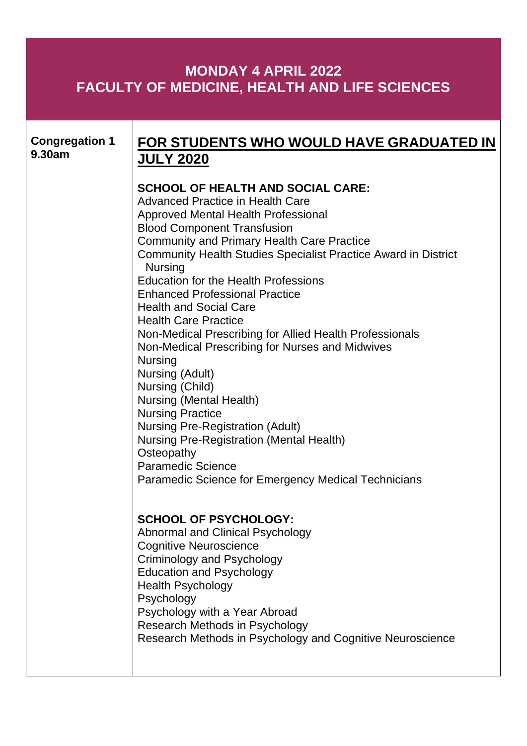# MONDAY 4 APRIL 2022
# FACULTY OF MEDICINE, HEALTH AND LIFE SCIENCES

**Congregation 1**
**9.30am**

## FOR STUDENTS WHO WOULD HAVE GRADUATED IN JULY 2020

**SCHOOL OF HEALTH AND SOCIAL CARE:**

Advanced Practice in Health Care
Approved Mental Health Professional
Blood Component Transfusion
Community and Primary Health Care Practice
Community Health Studies Specialist Practice Award in District Nursing
Education for the Health Professions
Enhanced Professional Practice
Health and Social Care
Health Care Practice
Non-Medical Prescribing for Allied Health Professionals
Non-Medical Prescribing for Nurses and Midwives
Nursing
Nursing (Adult)
Nursing (Child)
Nursing (Mental Health)
Nursing Practice
Nursing Pre-Registration (Adult)
Nursing Pre-Registration (Mental Health)
Osteopathy
Paramedic Science
Paramedic Science for Emergency Medical Technicians

**SCHOOL OF PSYCHOLOGY:**

Abnormal and Clinical Psychology
Cognitive Neuroscience
Criminology and Psychology
Education and Psychology
Health Psychology
Psychology
Psychology with a Year Abroad
Research Methods in Psychology
Research Methods in Psychology and Cognitive Neuroscience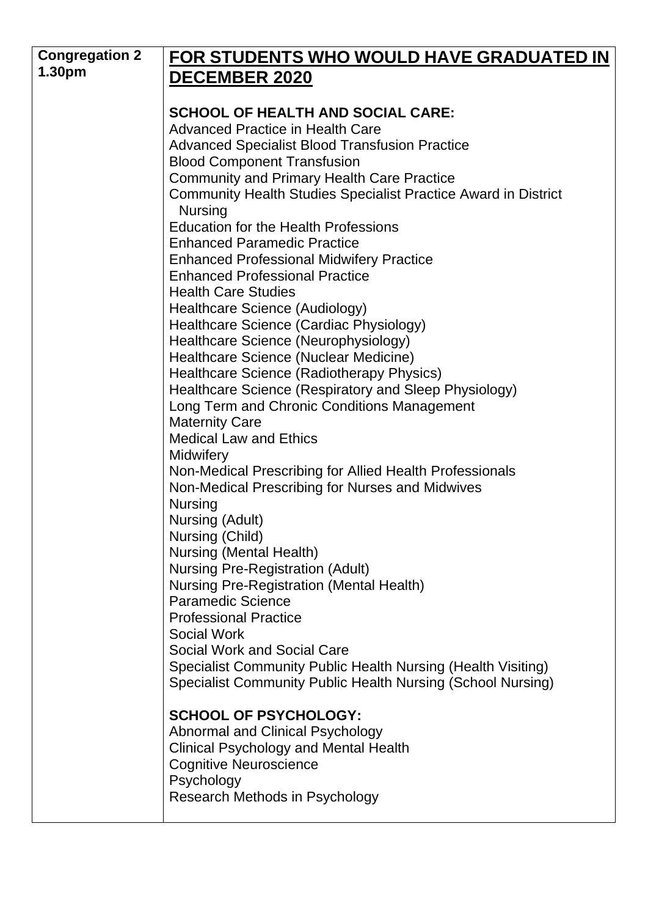| Congregation 2 1.30pm | **FOR STUDENTS WHO WOULD HAVE GRADUATED IN DECEMBER 2020**<br><br>**SCHOOL OF HEALTH AND SOCIAL CARE:**<br>Advanced Practice in Health Care<br>Advanced Specialist Blood Transfusion Practice<br>Blood Component Transfusion<br>Community and Primary Health Care Practice<br>Community Health Studies Specialist Practice Award in District Nursing<br>Education for the Health Professions<br>Enhanced Paramedic Practice<br>Enhanced Professional Midwifery Practice<br>Enhanced Professional Practice<br>Health Care Studies<br>Healthcare Science (Audiology)<br>Healthcare Science (Cardiac Physiology)<br>Healthcare Science (Neurophysiology)<br>Healthcare Science (Nuclear Medicine)<br>Healthcare Science (Radiotherapy Physics)<br>Healthcare Science (Respiratory and Sleep Physiology)<br>Long Term and Chronic Conditions Management<br>Maternity Care<br>Medical Law and Ethics<br>Midwifery<br>Non-Medical Prescribing for Allied Health Professionals<br>Non-Medical Prescribing for Nurses and Midwives<br>Nursing<br>Nursing (Adult)<br>Nursing (Child)<br>Nursing (Mental Health)<br>Nursing Pre-Registration (Adult)<br>Nursing Pre-Registration (Mental Health)<br>Paramedic Science<br>Professional Practice<br>Social Work<br>Social Work and Social Care<br>Specialist Community Public Health Nursing (Health Visiting)<br>Specialist Community Public Health Nursing (School Nursing)<br><br>**SCHOOL OF PSYCHOLOGY:**<br>Abnormal and Clinical Psychology<br>Clinical Psychology and Mental Health<br>Cognitive Neuroscience<br>Psychology<br>Research Methods in Psychology |
|---|---|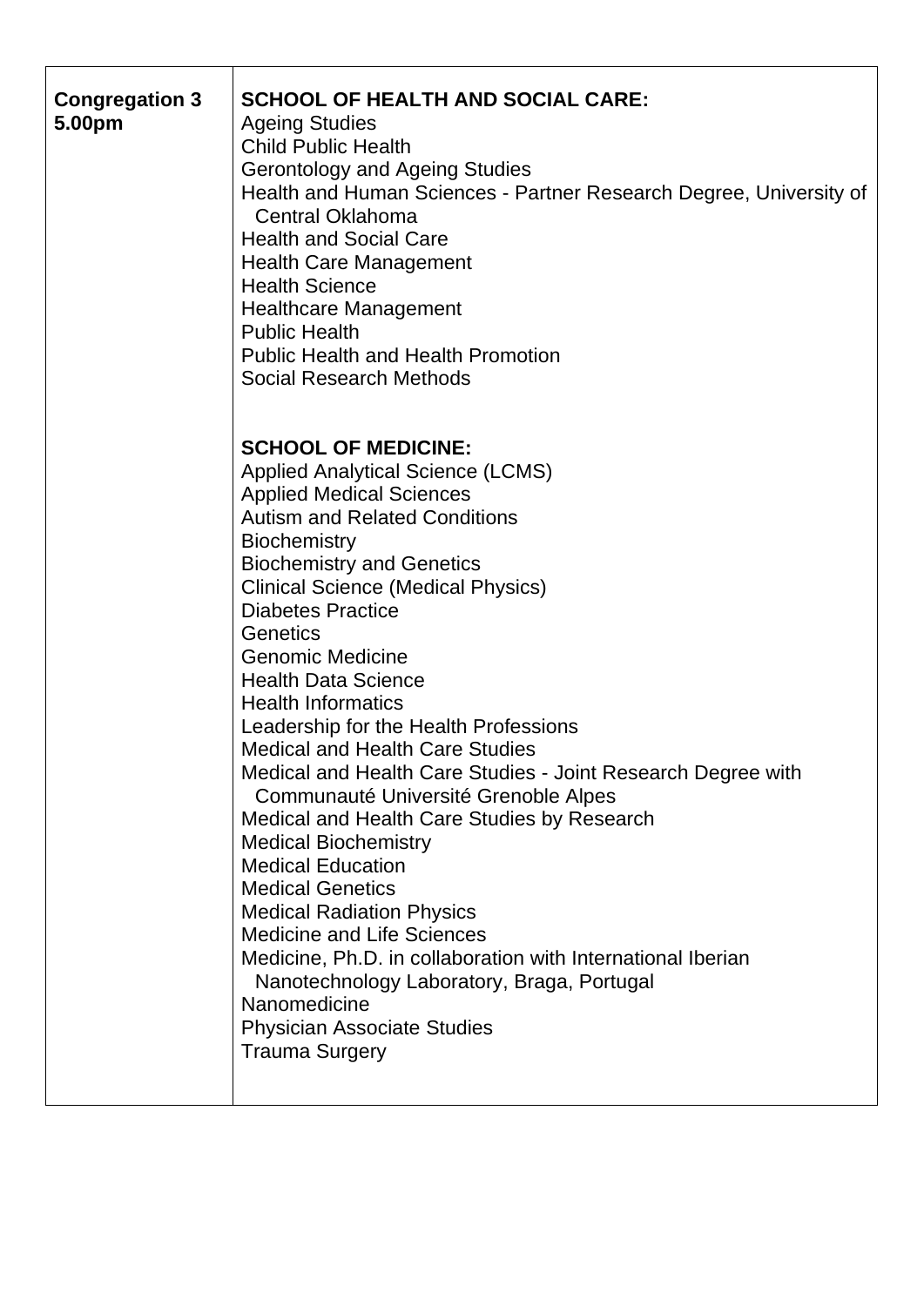| | |
|---|---|
| **Congregation 3**<br>**5.00pm** | **SCHOOL OF HEALTH AND SOCIAL CARE:**<br>Ageing Studies<br>Child Public Health<br>Gerontology and Ageing Studies<br>Health and Human Sciences - Partner Research Degree, University of Central Oklahoma<br>Health and Social Care<br>Health Care Management<br>Health Science<br>Healthcare Management<br>Public Health<br>Public Health and Health Promotion<br>Social Research Methods<br><br>**SCHOOL OF MEDICINE:**<br>Applied Analytical Science (LCMS)<br>Applied Medical Sciences<br>Autism and Related Conditions<br>Biochemistry<br>Biochemistry and Genetics<br>Clinical Science (Medical Physics)<br>Diabetes Practice<br>Genetics<br>Genomic Medicine<br>Health Data Science<br>Health Informatics<br>Leadership for the Health Professions<br>Medical and Health Care Studies<br>Medical and Health Care Studies - Joint Research Degree with Communauté Université Grenoble Alpes<br>Medical and Health Care Studies by Research<br>Medical Biochemistry<br>Medical Education<br>Medical Genetics<br>Medical Radiation Physics<br>Medicine and Life Sciences<br>Medicine, Ph.D. in collaboration with International Iberian Nanotechnology Laboratory, Braga, Portugal<br>Nanomedicine<br>Physician Associate Studies<br>Trauma Surgery |